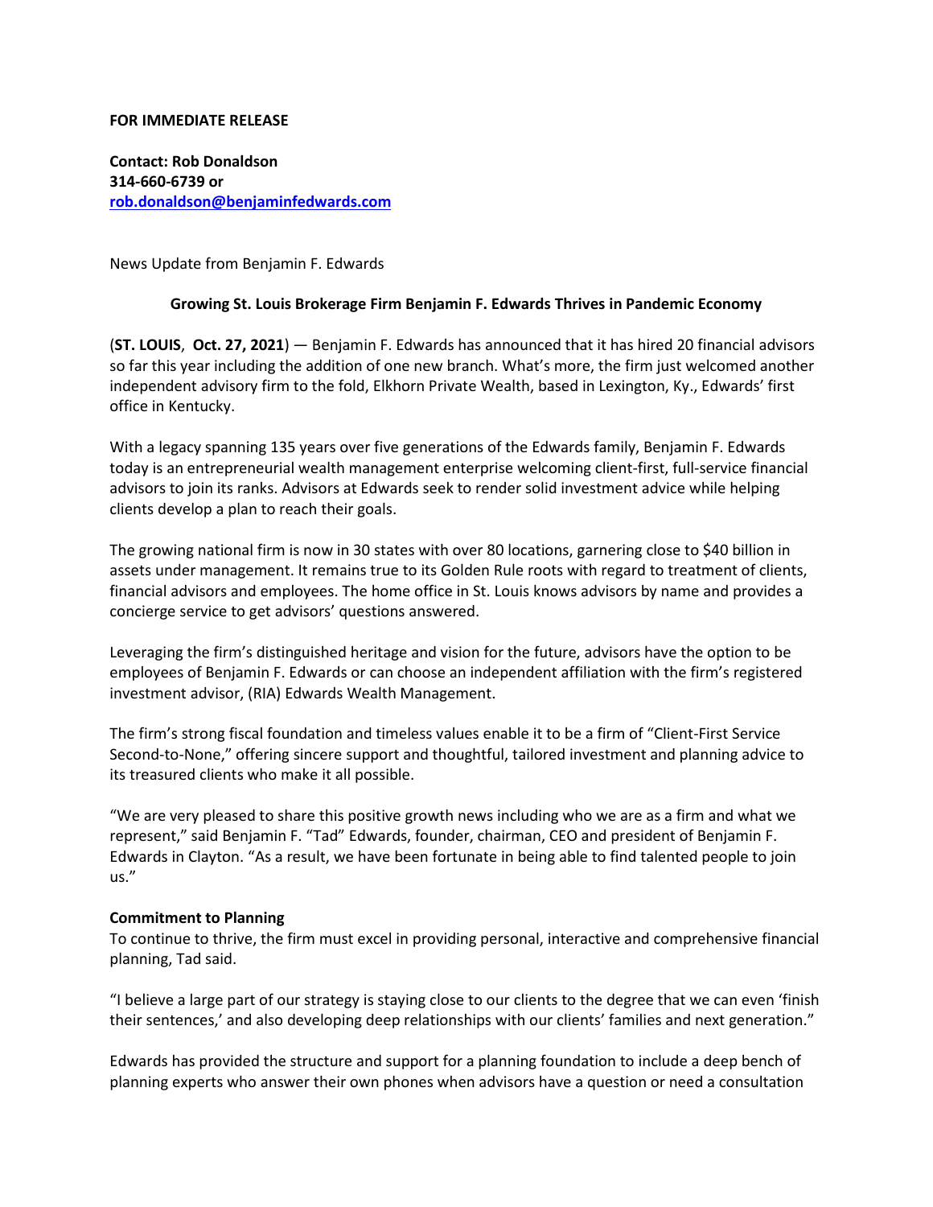**FOR IMMEDIATE RELEASE**

**Contact: Rob Donaldson**
**314-660-6739 or**
**[rob.donaldson@benjaminfedwards.com](mailto:rob.donaldson@benjaminfedwards.com)**

News Update from Benjamin F. Edwards

**Growing St. Louis Brokerage Firm Benjamin F. Edwards Thrives in Pandemic Economy**

(**ST. LOUIS**, **Oct. 27, 2021**) — Benjamin F. Edwards has announced that it has hired 20 financial advisors so far this year including the addition of one new branch. What's more, the firm just welcomed another independent advisory firm to the fold, Elkhorn Private Wealth, based in Lexington, Ky., Edwards' first office in Kentucky.

With a legacy spanning 135 years over five generations of the Edwards family, Benjamin F. Edwards today is an entrepreneurial wealth management enterprise welcoming client-first, full-service financial advisors to join its ranks. Advisors at Edwards seek to render solid investment advice while helping clients develop a plan to reach their goals.

The growing national firm is now in 30 states with over 80 locations, garnering close to $40 billion in assets under management. It remains true to its Golden Rule roots with regard to treatment of clients, financial advisors and employees. The home office in St. Louis knows advisors by name and provides a concierge service to get advisors' questions answered.

Leveraging the firm's distinguished heritage and vision for the future, advisors have the option to be employees of Benjamin F. Edwards or can choose an independent affiliation with the firm's registered investment advisor, (RIA) Edwards Wealth Management.

The firm's strong fiscal foundation and timeless values enable it to be a firm of "Client-First Service Second-to-None," offering sincere support and thoughtful, tailored investment and planning advice to its treasured clients who make it all possible.

"We are very pleased to share this positive growth news including who we are as a firm and what we represent," said Benjamin F. "Tad" Edwards, founder, chairman, CEO and president of Benjamin F. Edwards in Clayton. "As a result, we have been fortunate in being able to find talented people to join us."

**Commitment to Planning**
To continue to thrive, the firm must excel in providing personal, interactive and comprehensive financial planning, Tad said.

"I believe a large part of our strategy is staying close to our clients to the degree that we can even 'finish their sentences,' and also developing deep relationships with our clients' families and next generation."

Edwards has provided the structure and support for a planning foundation to include a deep bench of planning experts who answer their own phones when advisors have a question or need a consultation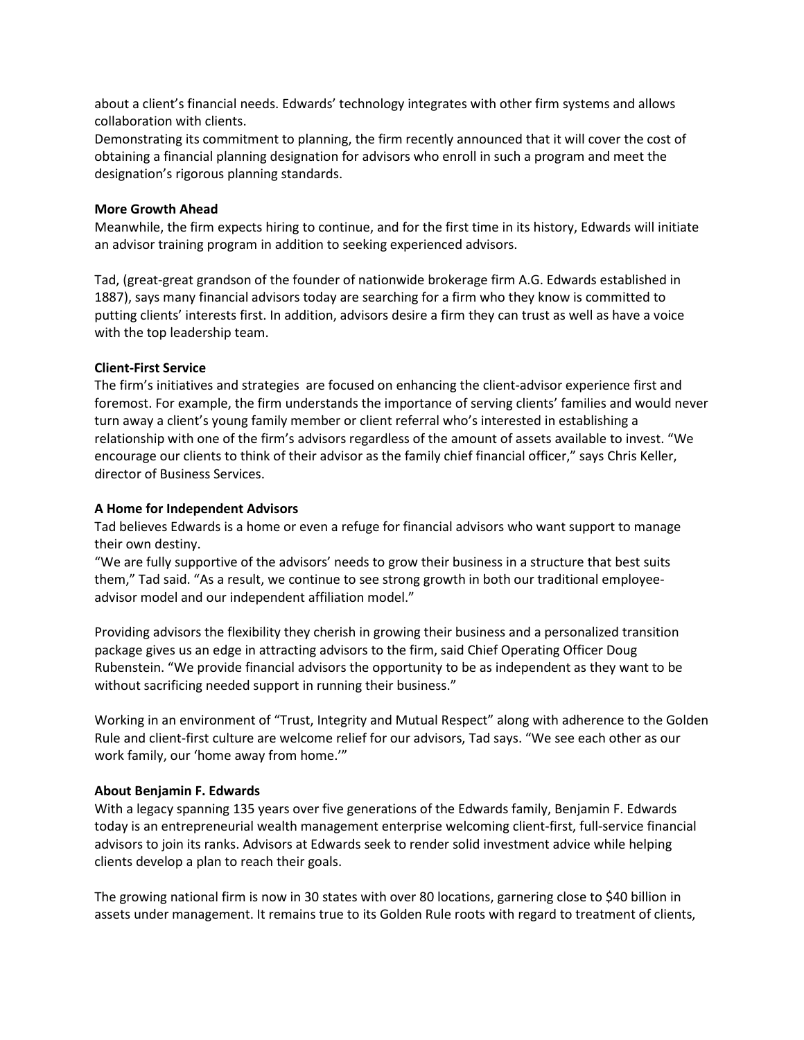about a client's financial needs. Edwards' technology integrates with other firm systems and allows collaboration with clients.
Demonstrating its commitment to planning, the firm recently announced that it will cover the cost of obtaining a financial planning designation for advisors who enroll in such a program and meet the designation's rigorous planning standards.

**More Growth Ahead**
Meanwhile, the firm expects hiring to continue, and for the first time in its history, Edwards will initiate an advisor training program in addition to seeking experienced advisors.

Tad, (great-great grandson of the founder of nationwide brokerage firm A.G. Edwards established in 1887), says many financial advisors today are searching for a firm who they know is committed to putting clients' interests first. In addition, advisors desire a firm they can trust as well as have a voice with the top leadership team.

**Client-First Service**
The firm's initiatives and strategies are focused on enhancing the client-advisor experience first and foremost. For example, the firm understands the importance of serving clients' families and would never turn away a client's young family member or client referral who's interested in establishing a relationship with one of the firm's advisors regardless of the amount of assets available to invest. "We encourage our clients to think of their advisor as the family chief financial officer," says Chris Keller, director of Business Services.

**A Home for Independent Advisors**
Tad believes Edwards is a home or even a refuge for financial advisors who want support to manage their own destiny.
"We are fully supportive of the advisors' needs to grow their business in a structure that best suits them," Tad said. "As a result, we continue to see strong growth in both our traditional employee-advisor model and our independent affiliation model."

Providing advisors the flexibility they cherish in growing their business and a personalized transition package gives us an edge in attracting advisors to the firm, said Chief Operating Officer Doug Rubenstein. "We provide financial advisors the opportunity to be as independent as they want to be without sacrificing needed support in running their business."

Working in an environment of "Trust, Integrity and Mutual Respect" along with adherence to the Golden Rule and client-first culture are welcome relief for our advisors, Tad says. "We see each other as our work family, our 'home away from home.'"

**About Benjamin F. Edwards**
With a legacy spanning 135 years over five generations of the Edwards family, Benjamin F. Edwards today is an entrepreneurial wealth management enterprise welcoming client-first, full-service financial advisors to join its ranks. Advisors at Edwards seek to render solid investment advice while helping clients develop a plan to reach their goals.

The growing national firm is now in 30 states with over 80 locations, garnering close to $40 billion in assets under management. It remains true to its Golden Rule roots with regard to treatment of clients,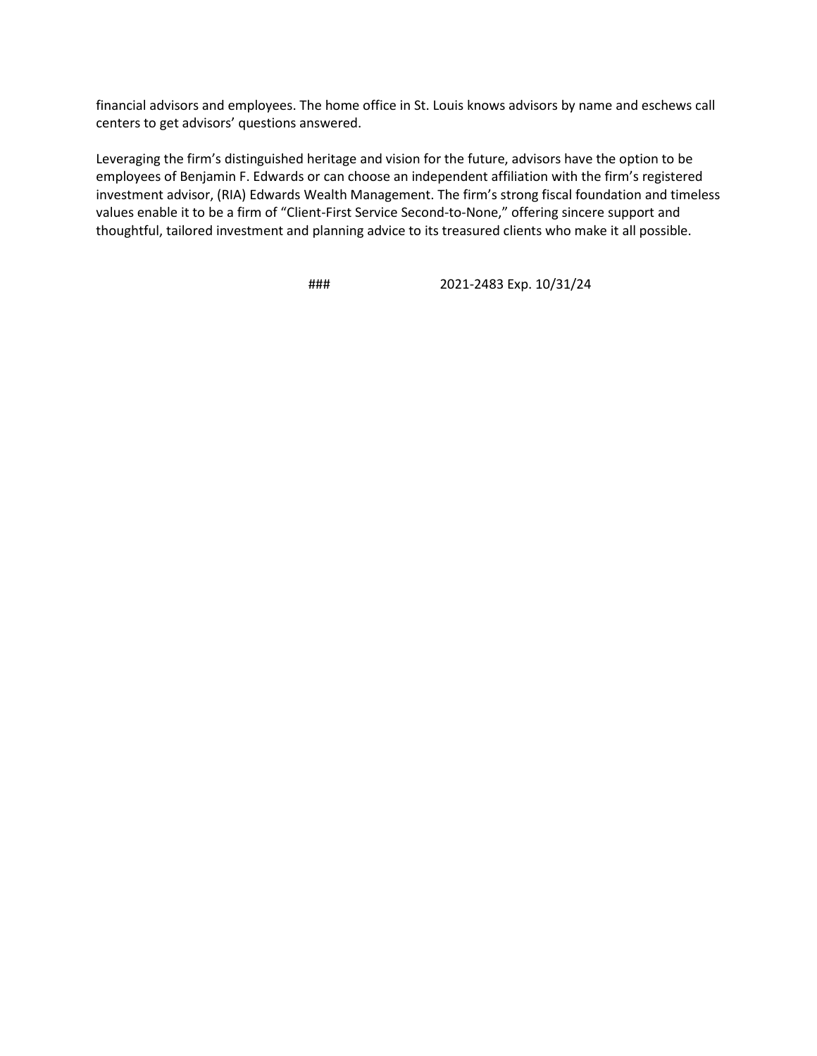financial advisors and employees. The home office in St. Louis knows advisors by name and eschews call centers to get advisors' questions answered.

Leveraging the firm's distinguished heritage and vision for the future, advisors have the option to be employees of Benjamin F. Edwards or can choose an independent affiliation with the firm's registered investment advisor, (RIA) Edwards Wealth Management. The firm's strong fiscal foundation and timeless values enable it to be a firm of "Client-First Service Second-to-None," offering sincere support and thoughtful, tailored investment and planning advice to its treasured clients who make it all possible.

### 2021-2483 Exp. 10/31/24